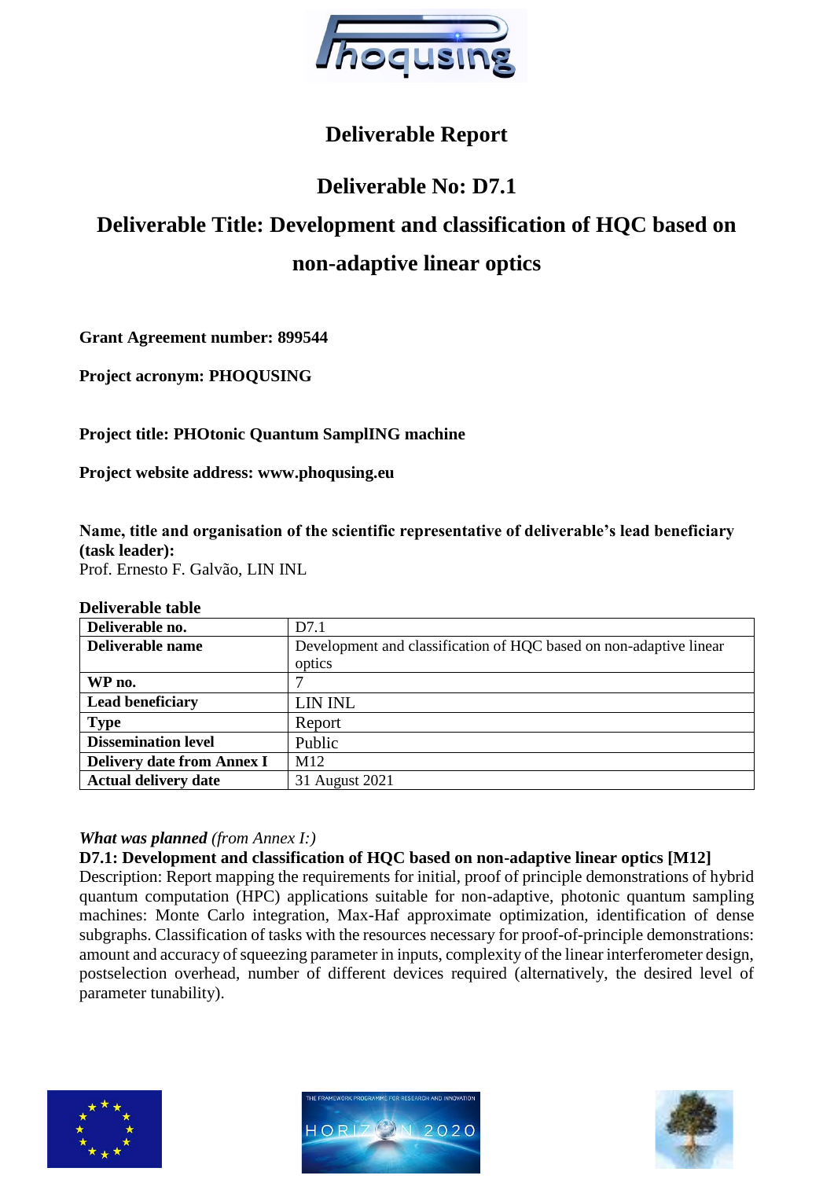# Deliverable Report

## Deliverable No: D7.1

## Deliverable Title: Development and classification of HQC based on non-adaptive linear optics

**Grant Agreement number: 899544**

**Project acronym: PHOQUSING**

**Project title: PHOtonic Quantum SamplING machine**

**Project website address: www.phoqusing.eu**

**Name, title and organisation of the scientific representative of deliverable's lead beneficiary (task leader):**
Prof. Ernesto F. Galvão, LIN INL

**Deliverable table**

| | |
|---|---|
| **Deliverable no.** | D7.1 |
| **Deliverable name** | Development and classification of HQC based on non-adaptive linear optics |
| **WP no.** | 7 |
| **Lead beneficiary** | LIN INL |
| **Type** | Report |
| **Dissemination level** | Public |
| **Delivery date from Annex I** | M12 |
| **Actual delivery date** | 31 August 2021 |

***What was planned*** *(from Annex I:)*

**D7.1: Development and classification of HQC based on non-adaptive linear optics [M12]**

Description: Report mapping the requirements for initial, proof of principle demonstrations of hybrid quantum computation (HPC) applications suitable for non-adaptive, photonic quantum sampling machines: Monte Carlo integration, Max-Haf approximate optimization, identification of dense subgraphs. Classification of tasks with the resources necessary for proof-of-principle demonstrations: amount and accuracy of squeezing parameter in inputs, complexity of the linear interferometer design, postselection overhead, number of different devices required (alternatively, the desired level of parameter tunability).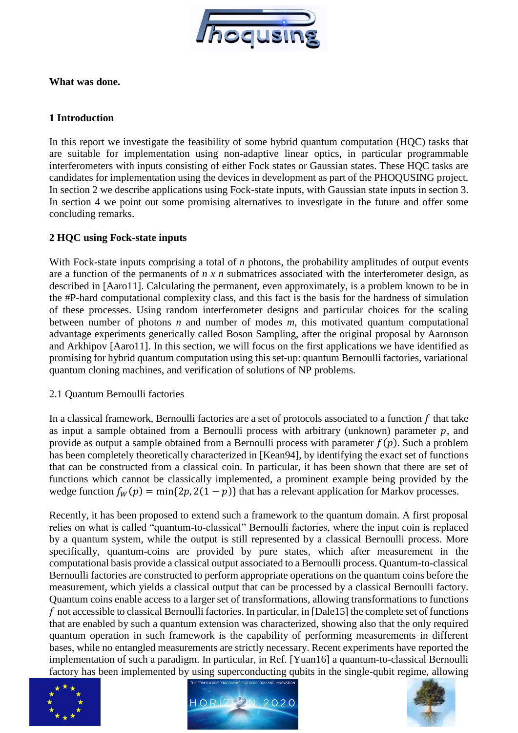**What was done.**

**1 Introduction**

In this report we investigate the feasibility of some hybrid quantum computation (HQC) tasks that are suitable for implementation using non-adaptive linear optics, in particular programmable interferometers with inputs consisting of either Fock states or Gaussian states. These HQC tasks are candidates for implementation using the devices in development as part of the PHOQUSING project. In section 2 we describe applications using Fock-state inputs, with Gaussian state inputs in section 3. In section 4 we point out some promising alternatives to investigate in the future and offer some concluding remarks.

**2 HQC using Fock-state inputs**

With Fock-state inputs comprising a total of $n$ photons, the probability amplitudes of output events are a function of the permanents of $n \times n$ submatrices associated with the interferometer design, as described in [Aaro11]. Calculating the permanent, even approximately, is a problem known to be in the #P-hard computational complexity class, and this fact is the basis for the hardness of simulation of these processes. Using random interferometer designs and particular choices for the scaling between number of photons $n$ and number of modes $m$, this motivated quantum computational advantage experiments generically called Boson Sampling, after the original proposal by Aaronson and Arkhipov [Aaro11]. In this section, we will focus on the first applications we have identified as promising for hybrid quantum computation using this set-up: quantum Bernoulli factories, variational quantum cloning machines, and verification of solutions of NP problems.

2.1 Quantum Bernoulli factories

In a classical framework, Bernoulli factories are a set of protocols associated to a function $f$ that take as input a sample obtained from a Bernoulli process with arbitrary (unknown) parameter $p$, and provide as output a sample obtained from a Bernoulli process with parameter $f(p)$. Such a problem has been completely theoretically characterized in [Kean94], by identifying the exact set of functions that can be constructed from a classical coin. In particular, it has been shown that there are set of functions which cannot be classically implemented, a prominent example being provided by the wedge function $f_W(p) = \min\{2p, 2(1-p)\}$ that has a relevant application for Markov processes.

Recently, it has been proposed to extend such a framework to the quantum domain. A first proposal relies on what is called "quantum-to-classical" Bernoulli factories, where the input coin is replaced by a quantum system, while the output is still represented by a classical Bernoulli process. More specifically, quantum-coins are provided by pure states, which after measurement in the computational basis provide a classical output associated to a Bernoulli process. Quantum-to-classical Bernoulli factories are constructed to perform appropriate operations on the quantum coins before the measurement, which yields a classical output that can be processed by a classical Bernoulli factory. Quantum coins enable access to a larger set of transformations, allowing transformations to functions $f$ not accessible to classical Bernoulli factories. In particular, in [Dale15] the complete set of functions that are enabled by such a quantum extension was characterized, showing also that the only required quantum operation in such framework is the capability of performing measurements in different bases, while no entangled measurements are strictly necessary. Recent experiments have reported the implementation of such a paradigm. In particular, in Ref. [Yuan16] a quantum-to-classical Bernoulli factory has been implemented by using superconducting qubits in the single-qubit regime, allowing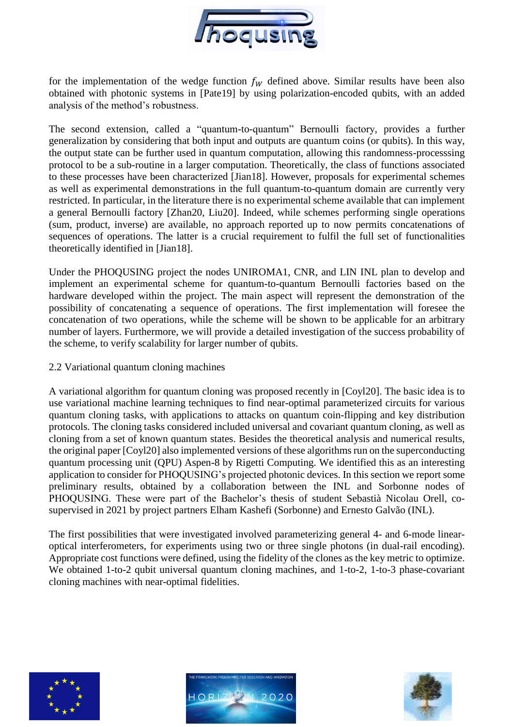for the implementation of the wedge function $f_W$ defined above. Similar results have been also obtained with photonic systems in [Pate19] by using polarization-encoded qubits, with an added analysis of the method's robustness.

The second extension, called a "quantum-to-quantum" Bernoulli factory, provides a further generalization by considering that both input and outputs are quantum coins (or qubits). In this way, the output state can be further used in quantum computation, allowing this randomness-processsing protocol to be a sub-routine in a larger computation. Theoretically, the class of functions associated to these processes have been characterized [Jian18]. However, proposals for experimental schemes as well as experimental demonstrations in the full quantum-to-quantum domain are currently very restricted. In particular, in the literature there is no experimental scheme available that can implement a general Bernoulli factory [Zhan20, Liu20]. Indeed, while schemes performing single operations (sum, product, inverse) are available, no approach reported up to now permits concatenations of sequences of operations. The latter is a crucial requirement to fulfil the full set of functionalities theoretically identified in [Jian18].

Under the PHOQUSING project the nodes UNIROMA1, CNR, and LIN INL plan to develop and implement an experimental scheme for quantum-to-quantum Bernoulli factories based on the hardware developed within the project. The main aspect will represent the demonstration of the possibility of concatenating a sequence of operations. The first implementation will foresee the concatenation of two operations, while the scheme will be shown to be applicable for an arbitrary number of layers. Furthermore, we will provide a detailed investigation of the success probability of the scheme, to verify scalability for larger number of qubits.

## 2.2 Variational quantum cloning machines

A variational algorithm for quantum cloning was proposed recently in [Coyl20]. The basic idea is to use variational machine learning techniques to find near-optimal parameterized circuits for various quantum cloning tasks, with applications to attacks on quantum coin-flipping and key distribution protocols. The cloning tasks considered included universal and covariant quantum cloning, as well as cloning from a set of known quantum states. Besides the theoretical analysis and numerical results, the original paper [Coyl20] also implemented versions of these algorithms run on the superconducting quantum processing unit (QPU) Aspen-8 by Rigetti Computing. We identified this as an interesting application to consider for PHOQUSING's projected photonic devices. In this section we report some preliminary results, obtained by a collaboration between the INL and Sorbonne nodes of PHOQUSING. These were part of the Bachelor's thesis of student Sebastià Nicolau Orell, co-supervised in 2021 by project partners Elham Kashefi (Sorbonne) and Ernesto Galvão (INL).

The first possibilities that were investigated involved parameterizing general 4- and 6-mode linear-optical interferometers, for experiments using two or three single photons (in dual-rail encoding). Appropriate cost functions were defined, using the fidelity of the clones as the key metric to optimize. We obtained 1-to-2 qubit universal quantum cloning machines, and 1-to-2, 1-to-3 phase-covariant cloning machines with near-optimal fidelities.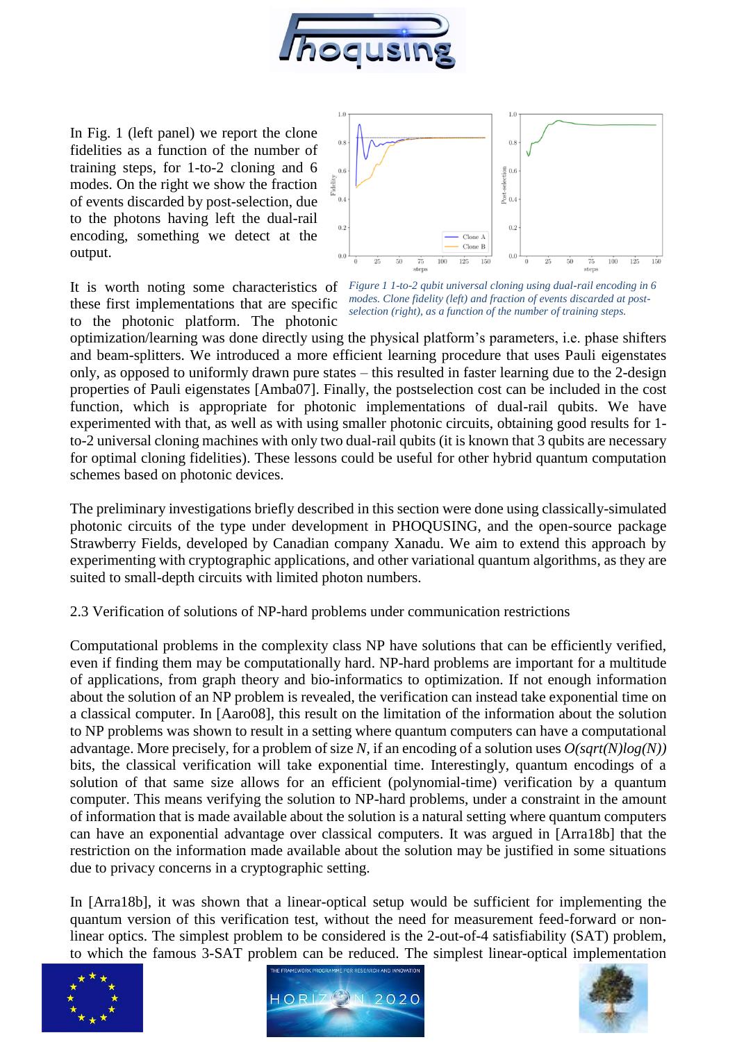In Fig. 1 (left panel) we report the clone fidelities as a function of the number of training steps, for 1-to-2 cloning and 6 modes. On the right we show the fraction of events discarded by post-selection, due to the photons having left the dual-rail encoding, something we detect at the output.

*Figure 1 1-to-2 qubit universal cloning using dual-rail encoding in 6 modes. Clone fidelity (left) and fraction of events discarded at post-selection (right), as a function of the number of training steps.*

It is worth noting some characteristics of these first implementations that are specific to the photonic platform. The photonic optimization/learning was done directly using the physical platform's parameters, i.e. phase shifters and beam-splitters. We introduced a more efficient learning procedure that uses Pauli eigenstates only, as opposed to uniformly drawn pure states – this resulted in faster learning due to the 2-design properties of Pauli eigenstates [Amba07]. Finally, the postselection cost can be included in the cost function, which is appropriate for photonic implementations of dual-rail qubits. We have experimented with that, as well as with using smaller photonic circuits, obtaining good results for 1-to-2 universal cloning machines with only two dual-rail qubits (it is known that 3 qubits are necessary for optimal cloning fidelities). These lessons could be useful for other hybrid quantum computation schemes based on photonic devices.

The preliminary investigations briefly described in this section were done using classically-simulated photonic circuits of the type under development in PHOQUSING, and the open-source package Strawberry Fields, developed by Canadian company Xanadu. We aim to extend this approach by experimenting with cryptographic applications, and other variational quantum algorithms, as they are suited to small-depth circuits with limited photon numbers.

### 2.3 Verification of solutions of NP-hard problems under communication restrictions

Computational problems in the complexity class NP have solutions that can be efficiently verified, even if finding them may be computationally hard. NP-hard problems are important for a multitude of applications, from graph theory and bio-informatics to optimization. If not enough information about the solution of an NP problem is revealed, the verification can instead take exponential time on a classical computer. In [Aaro08], this result on the limitation of the information about the solution to NP problems was shown to result in a setting where quantum computers can have a computational advantage. More precisely, for a problem of size $N$, if an encoding of a solution uses $O(\sqrt{N}\log(N))$ bits, the classical verification will take exponential time. Interestingly, quantum encodings of a solution of that same size allows for an efficient (polynomial-time) verification by a quantum computer. This means verifying the solution to NP-hard problems, under a constraint in the amount of information that is made available about the solution is a natural setting where quantum computers can have an exponential advantage over classical computers. It was argued in [Arra18b] that the restriction on the information made available about the solution may be justified in some situations due to privacy concerns in a cryptographic setting.

In [Arra18b], it was shown that a linear-optical setup would be sufficient for implementing the quantum version of this verification test, without the need for measurement feed-forward or non-linear optics. The simplest problem to be considered is the 2-out-of-4 satisfiability (SAT) problem, to which the famous 3-SAT problem can be reduced. The simplest linear-optical implementation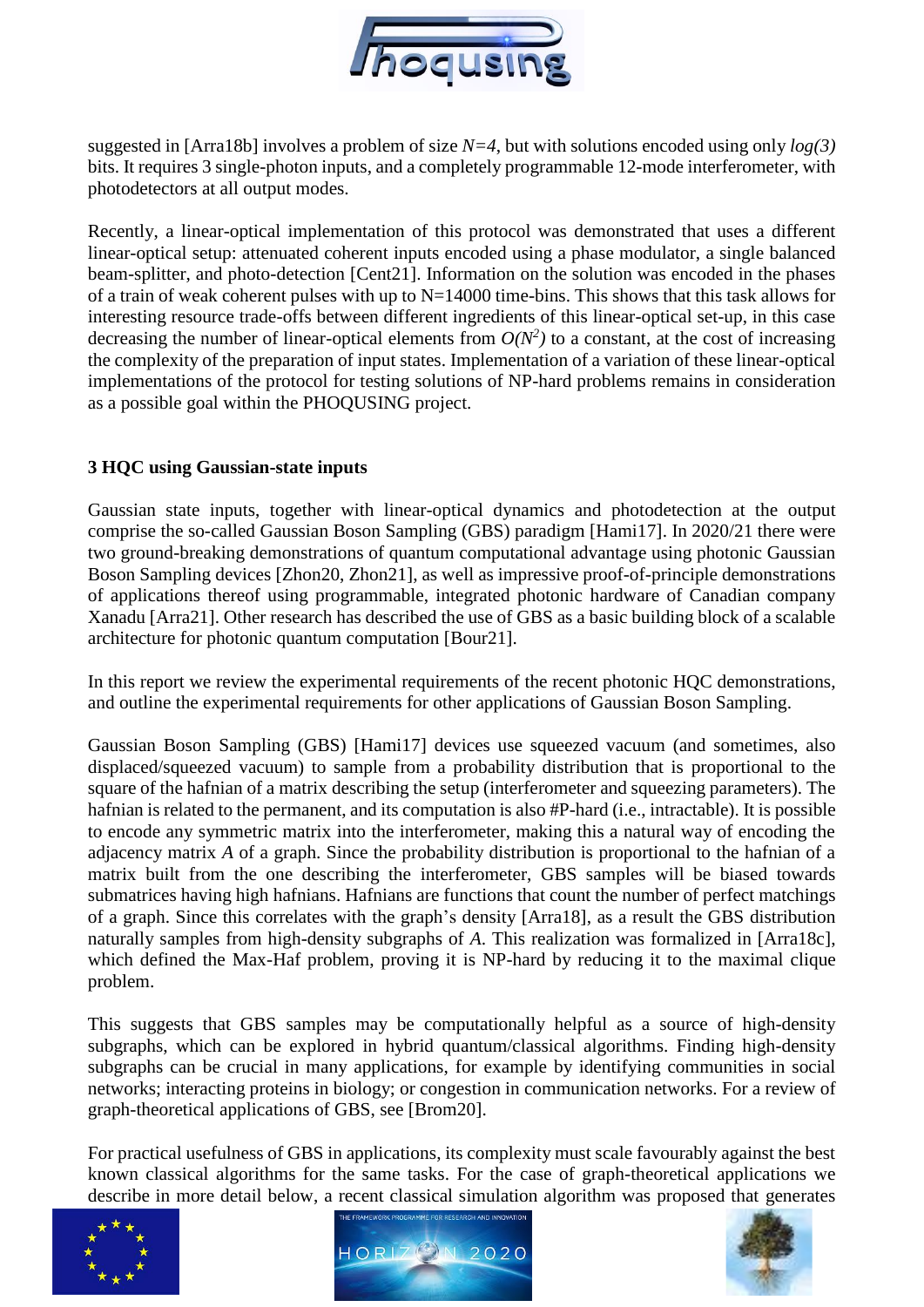suggested in [Arra18b] involves a problem of size $N=4$, but with solutions encoded using only $log(3)$ bits. It requires 3 single-photon inputs, and a completely programmable 12-mode interferometer, with photodetectors at all output modes.

Recently, a linear-optical implementation of this protocol was demonstrated that uses a different linear-optical setup: attenuated coherent inputs encoded using a phase modulator, a single balanced beam-splitter, and photo-detection [Cent21]. Information on the solution was encoded in the phases of a train of weak coherent pulses with up to N=14000 time-bins. This shows that this task allows for interesting resource trade-offs between different ingredients of this linear-optical set-up, in this case decreasing the number of linear-optical elements from $O(N^2)$ to a constant, at the cost of increasing the complexity of the preparation of input states. Implementation of a variation of these linear-optical implementations of the protocol for testing solutions of NP-hard problems remains in consideration as a possible goal within the PHOQUSING project.

### 3 HQC using Gaussian-state inputs

Gaussian state inputs, together with linear-optical dynamics and photodetection at the output comprise the so-called Gaussian Boson Sampling (GBS) paradigm [Hami17]. In 2020/21 there were two ground-breaking demonstrations of quantum computational advantage using photonic Gaussian Boson Sampling devices [Zhon20, Zhon21], as well as impressive proof-of-principle demonstrations of applications thereof using programmable, integrated photonic hardware of Canadian company Xanadu [Arra21]. Other research has described the use of GBS as a basic building block of a scalable architecture for photonic quantum computation [Bour21].

In this report we review the experimental requirements of the recent photonic HQC demonstrations, and outline the experimental requirements for other applications of Gaussian Boson Sampling.

Gaussian Boson Sampling (GBS) [Hami17] devices use squeezed vacuum (and sometimes, also displaced/squeezed vacuum) to sample from a probability distribution that is proportional to the square of the hafnian of a matrix describing the setup (interferometer and squeezing parameters). The hafnian is related to the permanent, and its computation is also #P-hard (i.e., intractable). It is possible to encode any symmetric matrix into the interferometer, making this a natural way of encoding the adjacency matrix $A$ of a graph. Since the probability distribution is proportional to the hafnian of a matrix built from the one describing the interferometer, GBS samples will be biased towards submatrices having high hafnians. Hafnians are functions that count the number of perfect matchings of a graph. Since this correlates with the graph's density [Arra18], as a result the GBS distribution naturally samples from high-density subgraphs of $A$. This realization was formalized in [Arra18c], which defined the Max-Haf problem, proving it is NP-hard by reducing it to the maximal clique problem.

This suggests that GBS samples may be computationally helpful as a source of high-density subgraphs, which can be explored in hybrid quantum/classical algorithms. Finding high-density subgraphs can be crucial in many applications, for example by identifying communities in social networks; interacting proteins in biology; or congestion in communication networks. For a review of graph-theoretical applications of GBS, see [Brom20].

For practical usefulness of GBS in applications, its complexity must scale favourably against the best known classical algorithms for the same tasks. For the case of graph-theoretical applications we describe in more detail below, a recent classical simulation algorithm was proposed that generates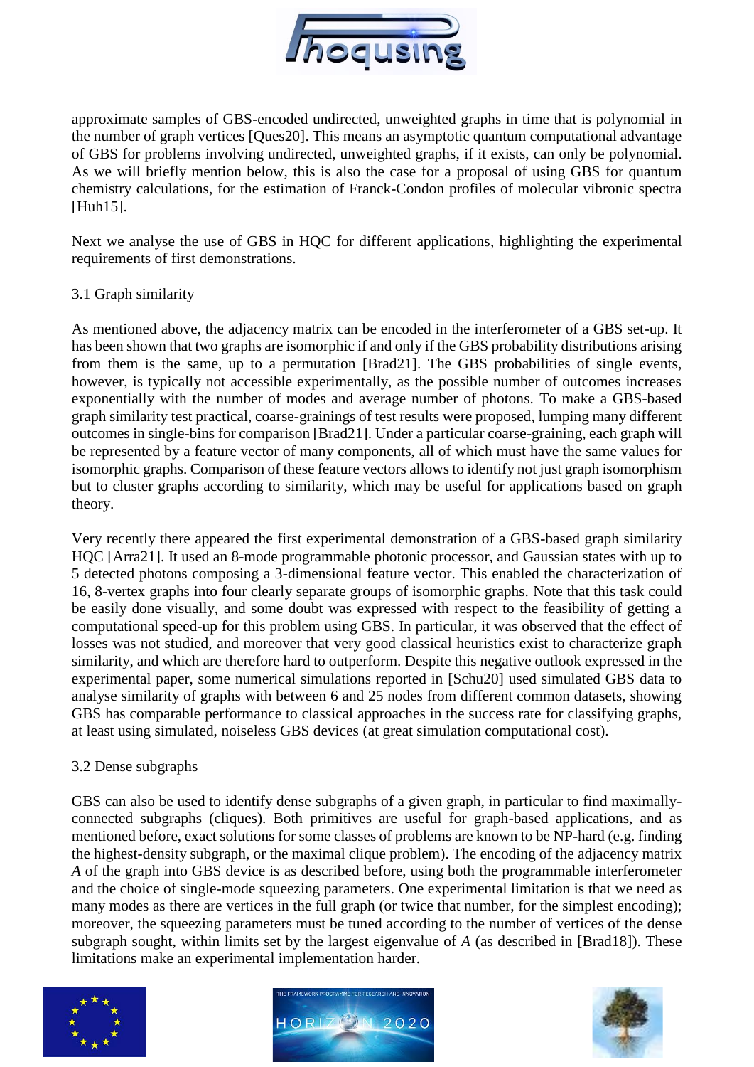approximate samples of GBS-encoded undirected, unweighted graphs in time that is polynomial in the number of graph vertices [Ques20]. This means an asymptotic quantum computational advantage of GBS for problems involving undirected, unweighted graphs, if it exists, can only be polynomial. As we will briefly mention below, this is also the case for a proposal of using GBS for quantum chemistry calculations, for the estimation of Franck-Condon profiles of molecular vibronic spectra [Huh15].

Next we analyse the use of GBS in HQC for different applications, highlighting the experimental requirements of first demonstrations.

### 3.1 Graph similarity

As mentioned above, the adjacency matrix can be encoded in the interferometer of a GBS set-up. It has been shown that two graphs are isomorphic if and only if the GBS probability distributions arising from them is the same, up to a permutation [Brad21]. The GBS probabilities of single events, however, is typically not accessible experimentally, as the possible number of outcomes increases exponentially with the number of modes and average number of photons. To make a GBS-based graph similarity test practical, coarse-grainings of test results were proposed, lumping many different outcomes in single-bins for comparison [Brad21]. Under a particular coarse-graining, each graph will be represented by a feature vector of many components, all of which must have the same values for isomorphic graphs. Comparison of these feature vectors allows to identify not just graph isomorphism but to cluster graphs according to similarity, which may be useful for applications based on graph theory.

Very recently there appeared the first experimental demonstration of a GBS-based graph similarity HQC [Arra21]. It used an 8-mode programmable photonic processor, and Gaussian states with up to 5 detected photons composing a 3-dimensional feature vector. This enabled the characterization of 16, 8-vertex graphs into four clearly separate groups of isomorphic graphs. Note that this task could be easily done visually, and some doubt was expressed with respect to the feasibility of getting a computational speed-up for this problem using GBS. In particular, it was observed that the effect of losses was not studied, and moreover that very good classical heuristics exist to characterize graph similarity, and which are therefore hard to outperform. Despite this negative outlook expressed in the experimental paper, some numerical simulations reported in [Schu20] used simulated GBS data to analyse similarity of graphs with between 6 and 25 nodes from different common datasets, showing GBS has comparable performance to classical approaches in the success rate for classifying graphs, at least using simulated, noiseless GBS devices (at great simulation computational cost).

### 3.2 Dense subgraphs

GBS can also be used to identify dense subgraphs of a given graph, in particular to find maximally-connected subgraphs (cliques). Both primitives are useful for graph-based applications, and as mentioned before, exact solutions for some classes of problems are known to be NP-hard (e.g. finding the highest-density subgraph, or the maximal clique problem). The encoding of the adjacency matrix $A$ of the graph into GBS device is as described before, using both the programmable interferometer and the choice of single-mode squeezing parameters. One experimental limitation is that we need as many modes as there are vertices in the full graph (or twice that number, for the simplest encoding); moreover, the squeezing parameters must be tuned according to the number of vertices of the dense subgraph sought, within limits set by the largest eigenvalue of $A$ (as described in [Brad18]). These limitations make an experimental implementation harder.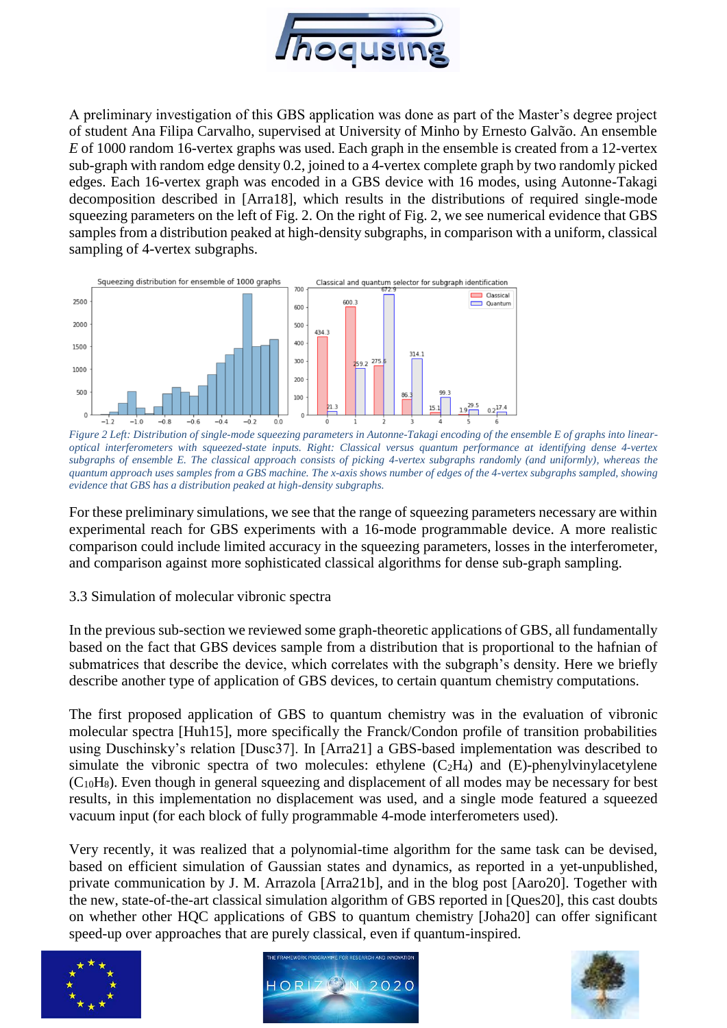A preliminary investigation of this GBS application was done as part of the Master's degree project of student Ana Filipa Carvalho, supervised at University of Minho by Ernesto Galvão. An ensemble *E* of 1000 random 16-vertex graphs was used. Each graph in the ensemble is created from a 12-vertex sub-graph with random edge density 0.2, joined to a 4-vertex complete graph by two randomly picked edges. Each 16-vertex graph was encoded in a GBS device with 16 modes, using Autonne-Takagi decomposition described in [Arra18], which results in the distributions of required single-mode squeezing parameters on the left of Fig. 2. On the right of Fig. 2, we see numerical evidence that GBS samples from a distribution peaked at high-density subgraphs, in comparison with a uniform, classical sampling of 4-vertex subgraphs.

*Figure 2 Left: Distribution of single-mode squeezing parameters in Autonne-Takagi encoding of the ensemble E of graphs into linear-optical interferometers with squeezed-state inputs. Right: Classical versus quantum performance at identifying dense 4-vertex subgraphs of ensemble E. The classical approach consists of picking 4-vertex subgraphs randomly (and uniformly), whereas the quantum approach uses samples from a GBS machine. The x-axis shows number of edges of the 4-vertex subgraphs sampled, showing evidence that GBS has a distribution peaked at high-density subgraphs.*

For these preliminary simulations, we see that the range of squeezing parameters necessary are within experimental reach for GBS experiments with a 16-mode programmable device. A more realistic comparison could include limited accuracy in the squeezing parameters, losses in the interferometer, and comparison against more sophisticated classical algorithms for dense sub-graph sampling.

### 3.3 Simulation of molecular vibronic spectra

In the previous sub-section we reviewed some graph-theoretic applications of GBS, all fundamentally based on the fact that GBS devices sample from a distribution that is proportional to the hafnian of submatrices that describe the device, which correlates with the subgraph's density. Here we briefly describe another type of application of GBS devices, to certain quantum chemistry computations.

The first proposed application of GBS to quantum chemistry was in the evaluation of vibronic molecular spectra [Huh15], more specifically the Franck/Condon profile of transition probabilities using Duschinsky's relation [Dusc37]. In [Arra21] a GBS-based implementation was described to simulate the vibronic spectra of two molecules: ethylene ($C_2H_4$) and (E)-phenylvinylacetylene ($C_{10}H_8$). Even though in general squeezing and displacement of all modes may be necessary for best results, in this implementation no displacement was used, and a single mode featured a squeezed vacuum input (for each block of fully programmable 4-mode interferometers used).

Very recently, it was realized that a polynomial-time algorithm for the same task can be devised, based on efficient simulation of Gaussian states and dynamics, as reported in a yet-unpublished, private communication by J. M. Arrazola [Arra21b], and in the blog post [Aaro20]. Together with the new, state-of-the-art classical simulation algorithm of GBS reported in [Ques20], this cast doubts on whether other HQC applications of GBS to quantum chemistry [Joha20] can offer significant speed-up over approaches that are purely classical, even if quantum-inspired.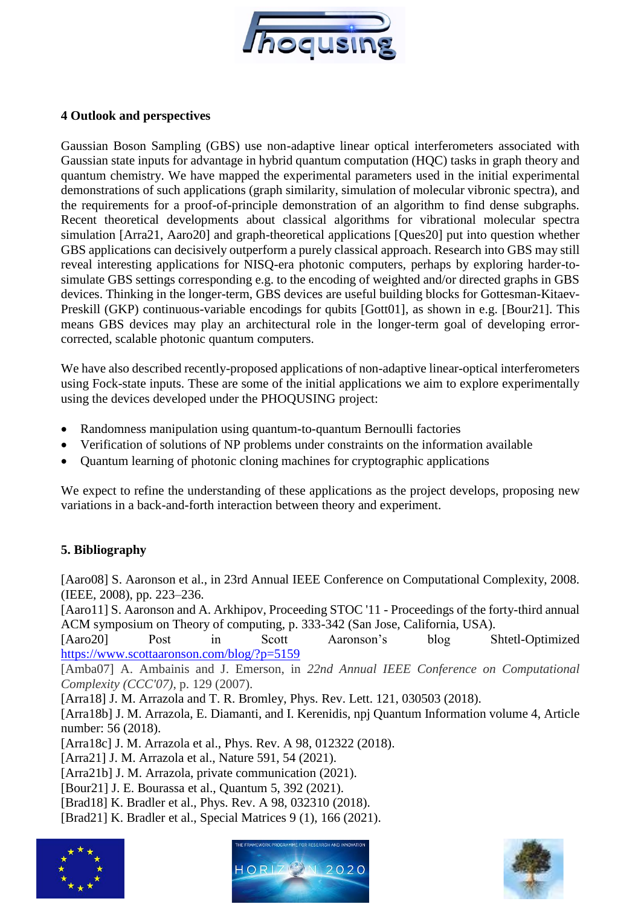## 4 Outlook and perspectives

Gaussian Boson Sampling (GBS) use non-adaptive linear optical interferometers associated with Gaussian state inputs for advantage in hybrid quantum computation (HQC) tasks in graph theory and quantum chemistry. We have mapped the experimental parameters used in the initial experimental demonstrations of such applications (graph similarity, simulation of molecular vibronic spectra), and the requirements for a proof-of-principle demonstration of an algorithm to find dense subgraphs. Recent theoretical developments about classical algorithms for vibrational molecular spectra simulation [Arra21, Aaro20] and graph-theoretical applications [Ques20] put into question whether GBS applications can decisively outperform a purely classical approach. Research into GBS may still reveal interesting applications for NISQ-era photonic computers, perhaps by exploring harder-to-simulate GBS settings corresponding e.g. to the encoding of weighted and/or directed graphs in GBS devices. Thinking in the longer-term, GBS devices are useful building blocks for Gottesman-Kitaev-Preskill (GKP) continuous-variable encodings for qubits [Gott01], as shown in e.g. [Bour21]. This means GBS devices may play an architectural role in the longer-term goal of developing error-corrected, scalable photonic quantum computers.

We have also described recently-proposed applications of non-adaptive linear-optical interferometers using Fock-state inputs. These are some of the initial applications we aim to explore experimentally using the devices developed under the PHOQUSING project:

- Randomness manipulation using quantum-to-quantum Bernoulli factories
- Verification of solutions of NP problems under constraints on the information available
- Quantum learning of photonic cloning machines for cryptographic applications

We expect to refine the understanding of these applications as the project develops, proposing new variations in a back-and-forth interaction between theory and experiment.

## 5. Bibliography

[Aaro08] S. Aaronson et al., in 23rd Annual IEEE Conference on Computational Complexity, 2008. (IEEE, 2008), pp. 223–236.
[Aaro11] S. Aaronson and A. Arkhipov, Proceeding STOC '11 - Proceedings of the forty-third annual ACM symposium on Theory of computing, p. 333-342 (San Jose, California, USA).
[Aaro20] Post in Scott Aaronson's blog Shtetl-Optimized https://www.scottaaronson.com/blog/?p=5159
[Amba07] A. Ambainis and J. Emerson, in *22nd Annual IEEE Conference on Computational Complexity (CCC'07)*, p. 129 (2007).
[Arra18] J. M. Arrazola and T. R. Bromley, Phys. Rev. Lett. 121, 030503 (2018).
[Arra18b] J. M. Arrazola, E. Diamanti, and I. Kerenidis, npj Quantum Information volume 4, Article number: 56 (2018).
[Arra18c] J. M. Arrazola et al., Phys. Rev. A 98, 012322 (2018).
[Arra21] J. M. Arrazola et al., Nature 591, 54 (2021).
[Arra21b] J. M. Arrazola, private communication (2021).
[Bour21] J. E. Bourassa et al., Quantum 5, 392 (2021).
[Brad18] K. Bradler et al., Phys. Rev. A 98, 032310 (2018).
[Brad21] K. Bradler et al., Special Matrices 9 (1), 166 (2021).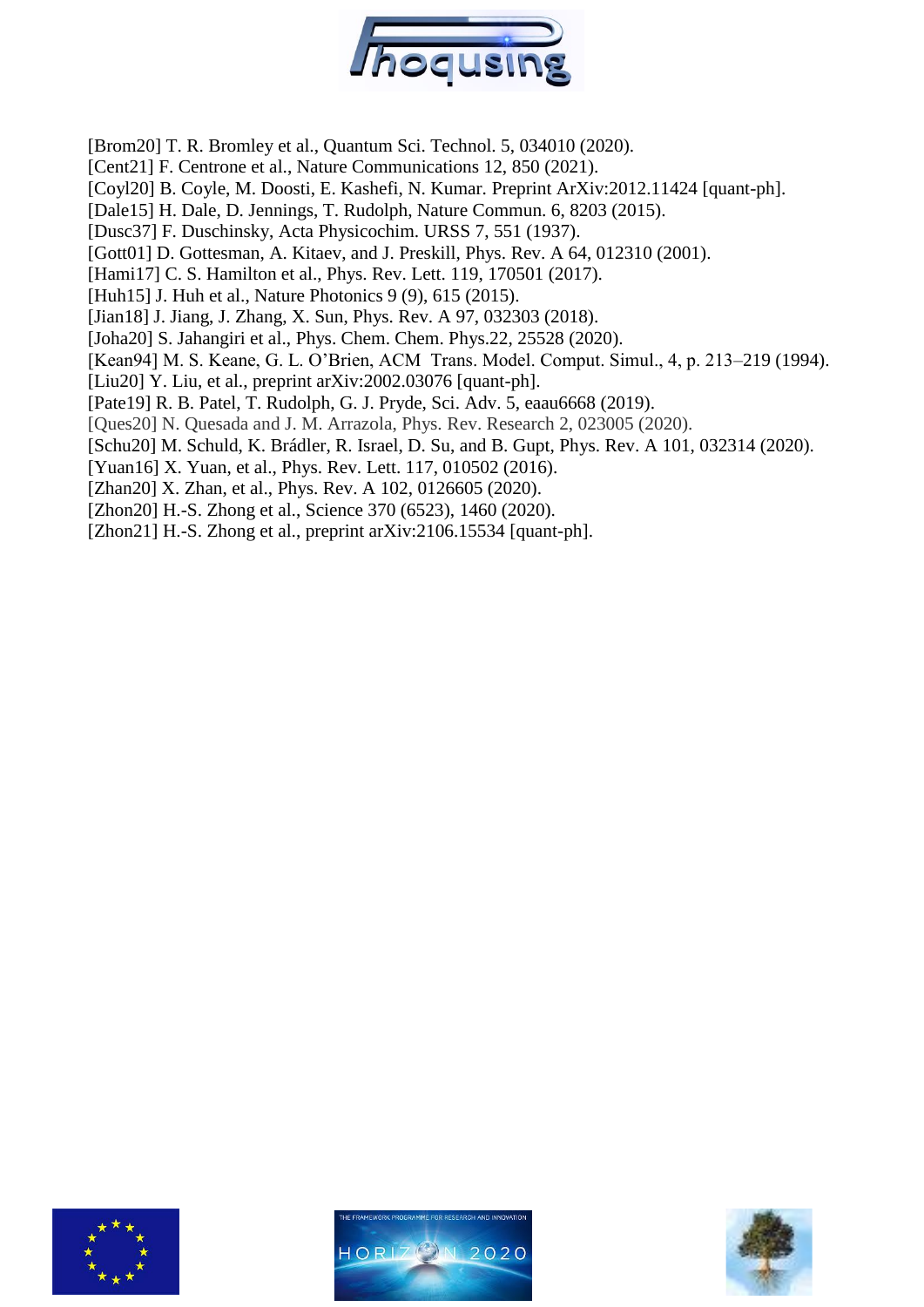[Brom20] T. R. Bromley et al., Quantum Sci. Technol. 5, 034010 (2020).
[Cent21] F. Centrone et al., Nature Communications 12, 850 (2021).
[Coyl20] B. Coyle, M. Doosti, E. Kashefi, N. Kumar. Preprint ArXiv:2012.11424 [quant-ph].
[Dale15] H. Dale, D. Jennings, T. Rudolph, Nature Commun. 6, 8203 (2015).
[Dusc37] F. Duschinsky, Acta Physicochim. URSS 7, 551 (1937).
[Gott01] D. Gottesman, A. Kitaev, and J. Preskill, Phys. Rev. A 64, 012310 (2001).
[Hami17] C. S. Hamilton et al., Phys. Rev. Lett. 119, 170501 (2017).
[Huh15] J. Huh et al., Nature Photonics 9 (9), 615 (2015).
[Jian18] J. Jiang, J. Zhang, X. Sun, Phys. Rev. A 97, 032303 (2018).
[Joha20] S. Jahangiri et al., Phys. Chem. Chem. Phys.22, 25528 (2020).
[Kean94] M. S. Keane, G. L. O'Brien, ACM Trans. Model. Comput. Simul., 4, p. 213–219 (1994).
[Liu20] Y. Liu, et al., preprint arXiv:2002.03076 [quant-ph].
[Pate19] R. B. Patel, T. Rudolph, G. J. Pryde, Sci. Adv. 5, eaau6668 (2019).
[Ques20] N. Quesada and J. M. Arrazola, Phys. Rev. Research 2, 023005 (2020).
[Schu20] M. Schuld, K. Brádler, R. Israel, D. Su, and B. Gupt, Phys. Rev. A 101, 032314 (2020).
[Yuan16] X. Yuan, et al., Phys. Rev. Lett. 117, 010502 (2016).
[Zhan20] X. Zhan, et al., Phys. Rev. A 102, 0126605 (2020).
[Zhon20] H.-S. Zhong et al., Science 370 (6523), 1460 (2020).
[Zhon21] H.-S. Zhong et al., preprint arXiv:2106.15534 [quant-ph].